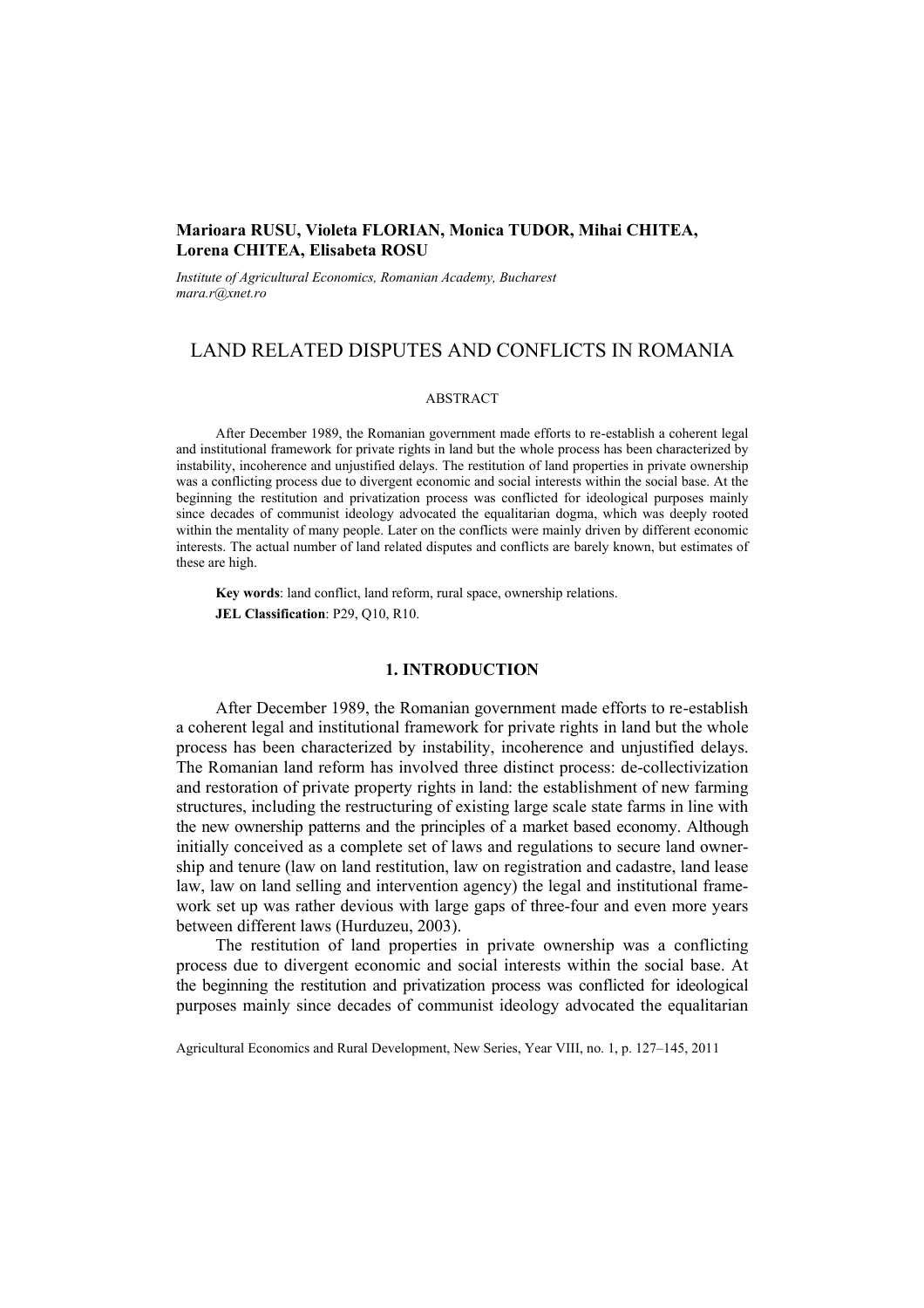**Marioara RUSU, Violeta FLORIAN, Monica TUDOR, Mihai CHITEA, Lorena CHITEA, Elisabeta ROSU**

*Institute of Agricultural Economics, Romanian Academy, Bucharest*
*mara.r@xnet.ro*

# LAND RELATED DISPUTES AND CONFLICTS IN ROMANIA

## ABSTRACT

After December 1989, the Romanian government made efforts to re-establish a coherent legal and institutional framework for private rights in land but the whole process has been characterized by instability, incoherence and unjustified delays. The restitution of land properties in private ownership was a conflicting process due to divergent economic and social interests within the social base. At the beginning the restitution and privatization process was conflicted for ideological purposes mainly since decades of communist ideology advocated the equalitarian dogma, which was deeply rooted within the mentality of many people. Later on the conflicts were mainly driven by different economic interests. The actual number of land related disputes and conflicts are barely known, but estimates of these are high.

**Key words**: land conflict, land reform, rural space, ownership relations.

**JEL Classification**: P29, Q10, R10.

## 1. INTRODUCTION

After December 1989, the Romanian government made efforts to re-establish a coherent legal and institutional framework for private rights in land but the whole process has been characterized by instability, incoherence and unjustified delays. The Romanian land reform has involved three distinct process: de-collectivization and restoration of private property rights in land: the establishment of new farming structures, including the restructuring of existing large scale state farms in line with the new ownership patterns and the principles of a market based economy. Although initially conceived as a complete set of laws and regulations to secure land ownership and tenure (law on land restitution, law on registration and cadastre, land lease law, law on land selling and intervention agency) the legal and institutional framework set up was rather devious with large gaps of three-four and even more years between different laws (Hurduzeu, 2003).

The restitution of land properties in private ownership was a conflicting process due to divergent economic and social interests within the social base. At the beginning the restitution and privatization process was conflicted for ideological purposes mainly since decades of communist ideology advocated the equalitarian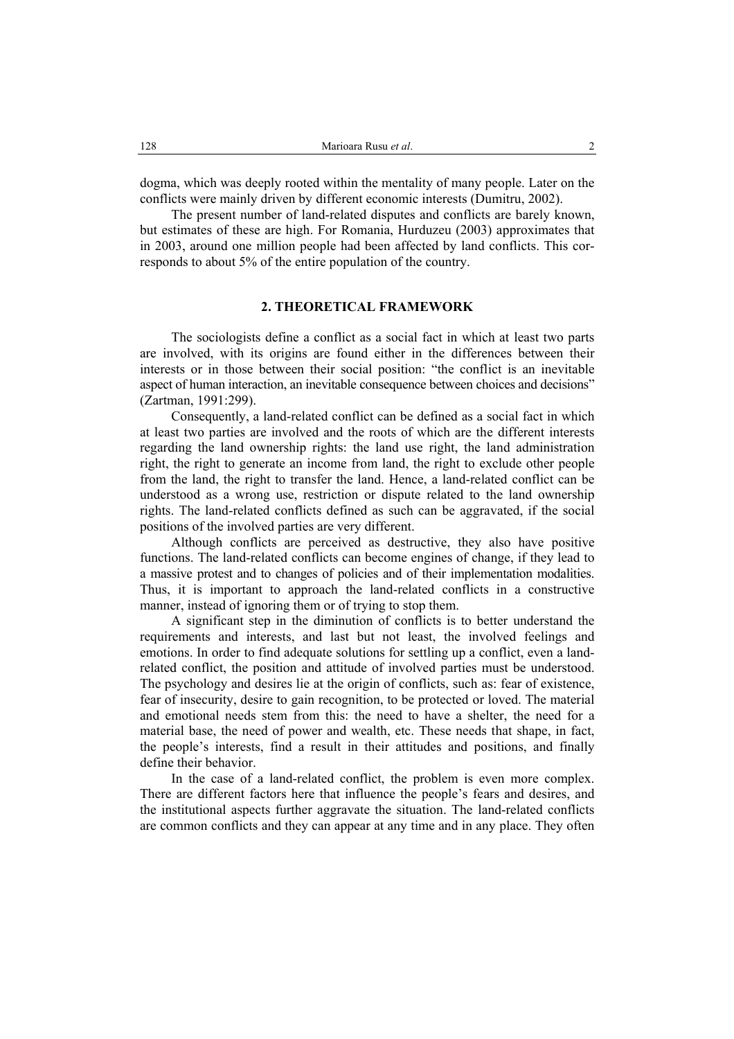dogma, which was deeply rooted within the mentality of many people. Later on the conflicts were mainly driven by different economic interests (Dumitru, 2002).

The present number of land-related disputes and conflicts are barely known, but estimates of these are high. For Romania, Hurduzeu (2003) approximates that in 2003, around one million people had been affected by land conflicts. This corresponds to about 5% of the entire population of the country.

## 2. THEORETICAL FRAMEWORK

The sociologists define a conflict as a social fact in which at least two parts are involved, with its origins are found either in the differences between their interests or in those between their social position: "the conflict is an inevitable aspect of human interaction, an inevitable consequence between choices and decisions" (Zartman, 1991:299).

Consequently, a land-related conflict can be defined as a social fact in which at least two parties are involved and the roots of which are the different interests regarding the land ownership rights: the land use right, the land administration right, the right to generate an income from land, the right to exclude other people from the land, the right to transfer the land. Hence, a land-related conflict can be understood as a wrong use, restriction or dispute related to the land ownership rights. The land-related conflicts defined as such can be aggravated, if the social positions of the involved parties are very different.

Although conflicts are perceived as destructive, they also have positive functions. The land-related conflicts can become engines of change, if they lead to a massive protest and to changes of policies and of their implementation modalities. Thus, it is important to approach the land-related conflicts in a constructive manner, instead of ignoring them or of trying to stop them.

A significant step in the diminution of conflicts is to better understand the requirements and interests, and last but not least, the involved feelings and emotions. In order to find adequate solutions for settling up a conflict, even a land-related conflict, the position and attitude of involved parties must be understood. The psychology and desires lie at the origin of conflicts, such as: fear of existence, fear of insecurity, desire to gain recognition, to be protected or loved. The material and emotional needs stem from this: the need to have a shelter, the need for a material base, the need of power and wealth, etc. These needs that shape, in fact, the people's interests, find a result in their attitudes and positions, and finally define their behavior.

In the case of a land-related conflict, the problem is even more complex. There are different factors here that influence the people's fears and desires, and the institutional aspects further aggravate the situation. The land-related conflicts are common conflicts and they can appear at any time and in any place. They often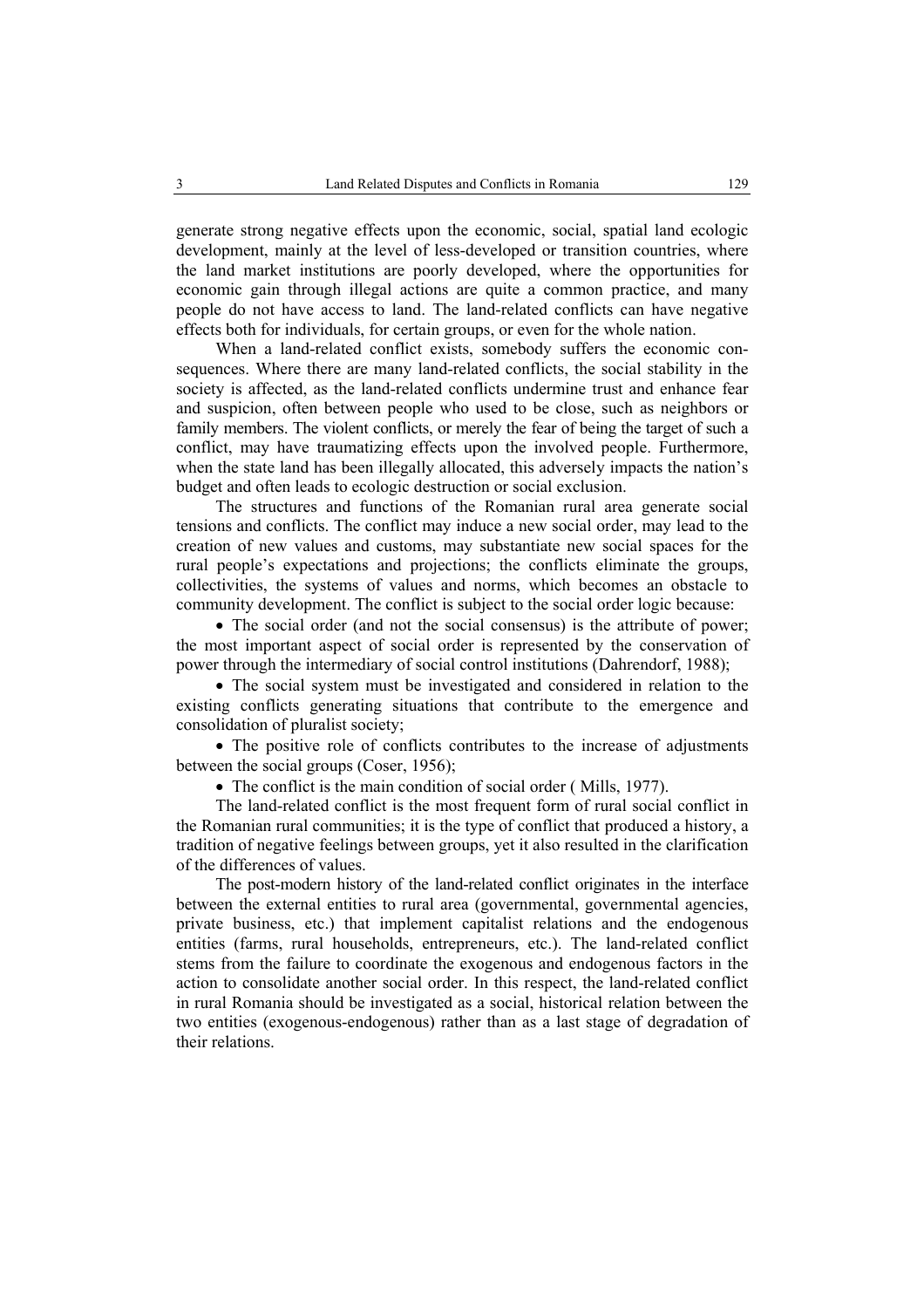generate strong negative effects upon the economic, social, spatial land ecologic development, mainly at the level of less-developed or transition countries, where the land market institutions are poorly developed, where the opportunities for economic gain through illegal actions are quite a common practice, and many people do not have access to land. The land-related conflicts can have negative effects both for individuals, for certain groups, or even for the whole nation.

When a land-related conflict exists, somebody suffers the economic consequences. Where there are many land-related conflicts, the social stability in the society is affected, as the land-related conflicts undermine trust and enhance fear and suspicion, often between people who used to be close, such as neighbors or family members. The violent conflicts, or merely the fear of being the target of such a conflict, may have traumatizing effects upon the involved people. Furthermore, when the state land has been illegally allocated, this adversely impacts the nation's budget and often leads to ecologic destruction or social exclusion.

The structures and functions of the Romanian rural area generate social tensions and conflicts. The conflict may induce a new social order, may lead to the creation of new values and customs, may substantiate new social spaces for the rural people's expectations and projections; the conflicts eliminate the groups, collectivities, the systems of values and norms, which becomes an obstacle to community development. The conflict is subject to the social order logic because:

- The social order (and not the social consensus) is the attribute of power; the most important aspect of social order is represented by the conservation of power through the intermediary of social control institutions (Dahrendorf, 1988);
- The social system must be investigated and considered in relation to the existing conflicts generating situations that contribute to the emergence and consolidation of pluralist society;
- The positive role of conflicts contributes to the increase of adjustments between the social groups (Coser, 1956);
- The conflict is the main condition of social order ( Mills, 1977).

The land-related conflict is the most frequent form of rural social conflict in the Romanian rural communities; it is the type of conflict that produced a history, a tradition of negative feelings between groups, yet it also resulted in the clarification of the differences of values.

The post-modern history of the land-related conflict originates in the interface between the external entities to rural area (governmental, governmental agencies, private business, etc.) that implement capitalist relations and the endogenous entities (farms, rural households, entrepreneurs, etc.). The land-related conflict stems from the failure to coordinate the exogenous and endogenous factors in the action to consolidate another social order. In this respect, the land-related conflict in rural Romania should be investigated as a social, historical relation between the two entities (exogenous-endogenous) rather than as a last stage of degradation of their relations.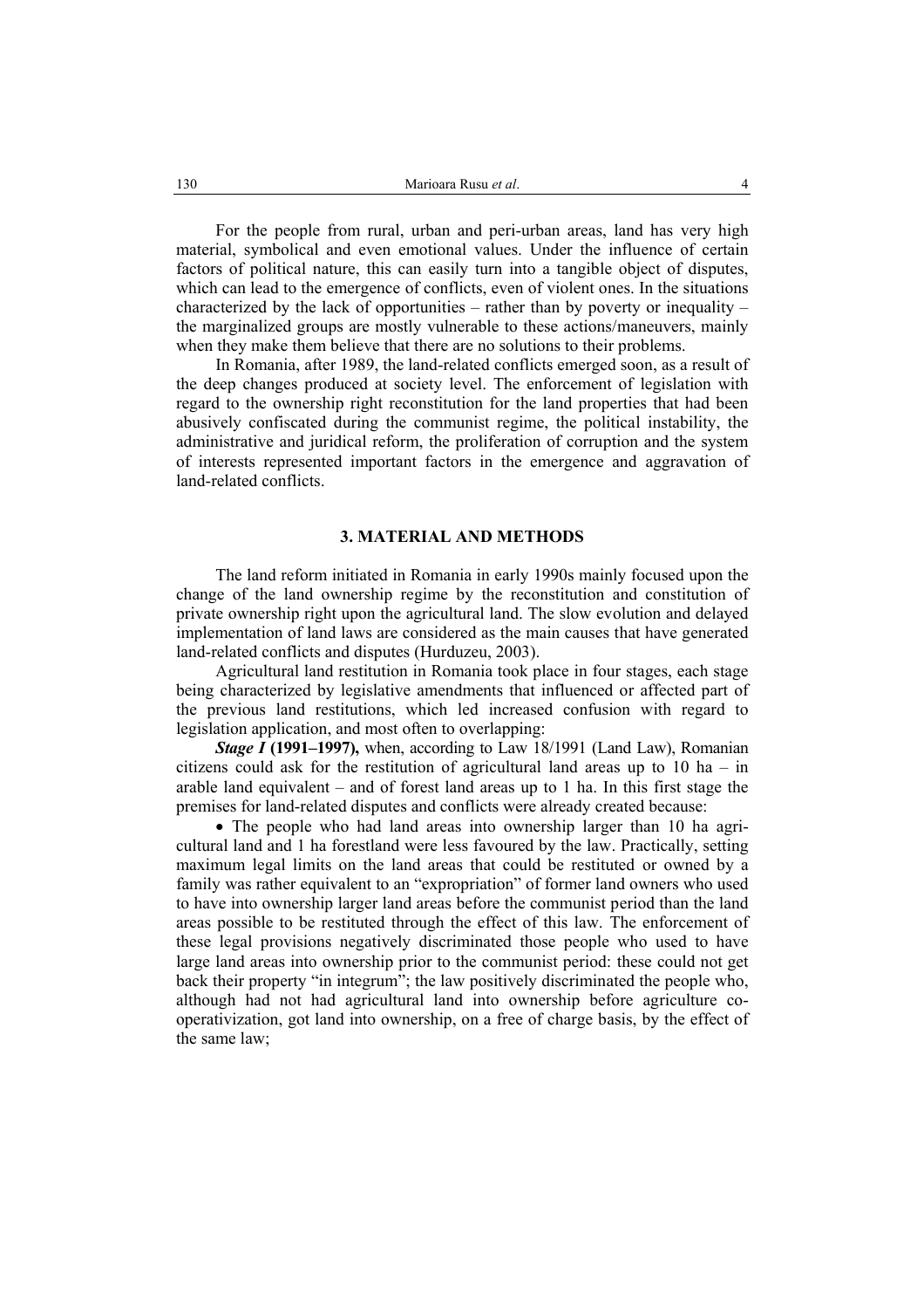For the people from rural, urban and peri-urban areas, land has very high material, symbolical and even emotional values. Under the influence of certain factors of political nature, this can easily turn into a tangible object of disputes, which can lead to the emergence of conflicts, even of violent ones. In the situations characterized by the lack of opportunities – rather than by poverty or inequality – the marginalized groups are mostly vulnerable to these actions/maneuvers, mainly when they make them believe that there are no solutions to their problems.

In Romania, after 1989, the land-related conflicts emerged soon, as a result of the deep changes produced at society level. The enforcement of legislation with regard to the ownership right reconstitution for the land properties that had been abusively confiscated during the communist regime, the political instability, the administrative and juridical reform, the proliferation of corruption and the system of interests represented important factors in the emergence and aggravation of land-related conflicts.

## 3. MATERIAL AND METHODS

The land reform initiated in Romania in early 1990s mainly focused upon the change of the land ownership regime by the reconstitution and constitution of private ownership right upon the agricultural land. The slow evolution and delayed implementation of land laws are considered as the main causes that have generated land-related conflicts and disputes (Hurduzeu, 2003).

Agricultural land restitution in Romania took place in four stages, each stage being characterized by legislative amendments that influenced or affected part of the previous land restitutions, which led increased confusion with regard to legislation application, and most often to overlapping:

***Stage I*** **(1991–1997),** when, according to Law 18/1991 (Land Law), Romanian citizens could ask for the restitution of agricultural land areas up to 10 ha – in arable land equivalent – and of forest land areas up to 1 ha. In this first stage the premises for land-related disputes and conflicts were already created because:

- The people who had land areas into ownership larger than 10 ha agricultural land and 1 ha forestland were less favoured by the law. Practically, setting maximum legal limits on the land areas that could be restituted or owned by a family was rather equivalent to an "expropriation" of former land owners who used to have into ownership larger land areas before the communist period than the land areas possible to be restituted through the effect of this law. The enforcement of these legal provisions negatively discriminated those people who used to have large land areas into ownership prior to the communist period: these could not get back their property "in integrum"; the law positively discriminated the people who, although had not had agricultural land into ownership before agriculture co-operativization, got land into ownership, on a free of charge basis, by the effect of the same law;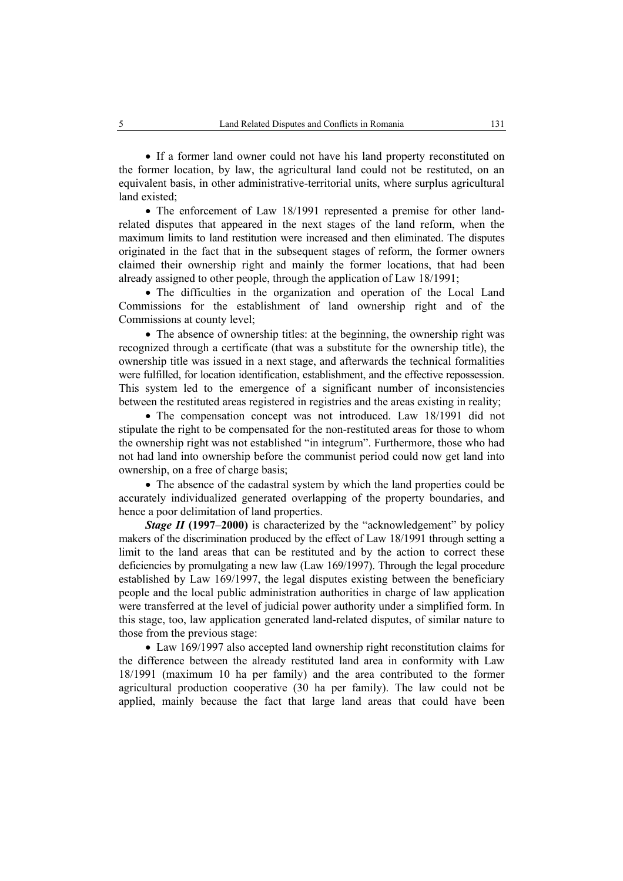- If a former land owner could not have his land property reconstituted on the former location, by law, the agricultural land could not be restituted, on an equivalent basis, in other administrative-territorial units, where surplus agricultural land existed;
- The enforcement of Law 18/1991 represented a premise for other land-related disputes that appeared in the next stages of the land reform, when the maximum limits to land restitution were increased and then eliminated. The disputes originated in the fact that in the subsequent stages of reform, the former owners claimed their ownership right and mainly the former locations, that had been already assigned to other people, through the application of Law 18/1991;
- The difficulties in the organization and operation of the Local Land Commissions for the establishment of land ownership right and of the Commissions at county level;
- The absence of ownership titles: at the beginning, the ownership right was recognized through a certificate (that was a substitute for the ownership title), the ownership title was issued in a next stage, and afterwards the technical formalities were fulfilled, for location identification, establishment, and the effective repossession. This system led to the emergence of a significant number of inconsistencies between the restituted areas registered in registries and the areas existing in reality;
- The compensation concept was not introduced. Law 18/1991 did not stipulate the right to be compensated for the non-restituted areas for those to whom the ownership right was not established "in integrum". Furthermore, those who had not had land into ownership before the communist period could now get land into ownership, on a free of charge basis;
- The absence of the cadastral system by which the land properties could be accurately individualized generated overlapping of the property boundaries, and hence a poor delimitation of land properties.

***Stage II*** **(1997–2000)** is characterized by the "acknowledgement" by policy makers of the discrimination produced by the effect of Law 18/1991 through setting a limit to the land areas that can be restituted and by the action to correct these deficiencies by promulgating a new law (Law 169/1997). Through the legal procedure established by Law 169/1997, the legal disputes existing between the beneficiary people and the local public administration authorities in charge of law application were transferred at the level of judicial power authority under a simplified form. In this stage, too, law application generated land-related disputes, of similar nature to those from the previous stage:

- Law 169/1997 also accepted land ownership right reconstitution claims for the difference between the already restituted land area in conformity with Law 18/1991 (maximum 10 ha per family) and the area contributed to the former agricultural production cooperative (30 ha per family). The law could not be applied, mainly because the fact that large land areas that could have been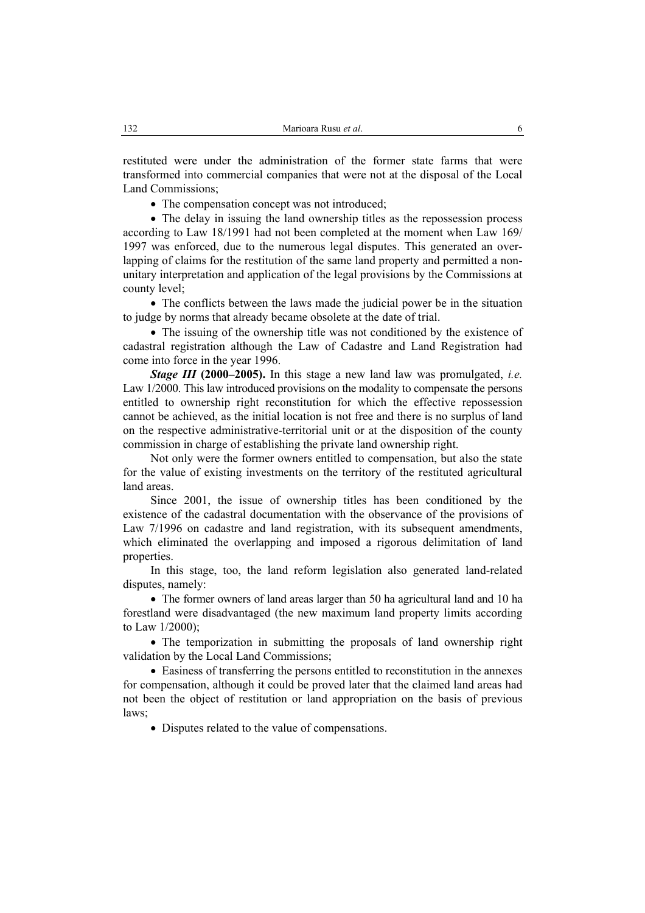restituted were under the administration of the former state farms that were transformed into commercial companies that were not at the disposal of the Local Land Commissions;

- The compensation concept was not introduced;
- The delay in issuing the land ownership titles as the repossession process according to Law 18/1991 had not been completed at the moment when Law 169/1997 was enforced, due to the numerous legal disputes. This generated an overlapping of claims for the restitution of the same land property and permitted a non-unitary interpretation and application of the legal provisions by the Commissions at county level;
- The conflicts between the laws made the judicial power be in the situation to judge by norms that already became obsolete at the date of trial.
- The issuing of the ownership title was not conditioned by the existence of cadastral registration although the Law of Cadastre and Land Registration had come into force in the year 1996.

***Stage III*** **(2000–2005).** In this stage a new land law was promulgated, *i.e.* Law 1/2000. This law introduced provisions on the modality to compensate the persons entitled to ownership right reconstitution for which the effective repossession cannot be achieved, as the initial location is not free and there is no surplus of land on the respective administrative-territorial unit or at the disposition of the county commission in charge of establishing the private land ownership right.

Not only were the former owners entitled to compensation, but also the state for the value of existing investments on the territory of the restituted agricultural land areas.

Since 2001, the issue of ownership titles has been conditioned by the existence of the cadastral documentation with the observance of the provisions of Law 7/1996 on cadastre and land registration, with its subsequent amendments, which eliminated the overlapping and imposed a rigorous delimitation of land properties.

In this stage, too, the land reform legislation also generated land-related disputes, namely:

- The former owners of land areas larger than 50 ha agricultural land and 10 ha forestland were disadvantaged (the new maximum land property limits according to Law 1/2000);
- The temporization in submitting the proposals of land ownership right validation by the Local Land Commissions;
- Easiness of transferring the persons entitled to reconstitution in the annexes for compensation, although it could be proved later that the claimed land areas had not been the object of restitution or land appropriation on the basis of previous laws;
- Disputes related to the value of compensations.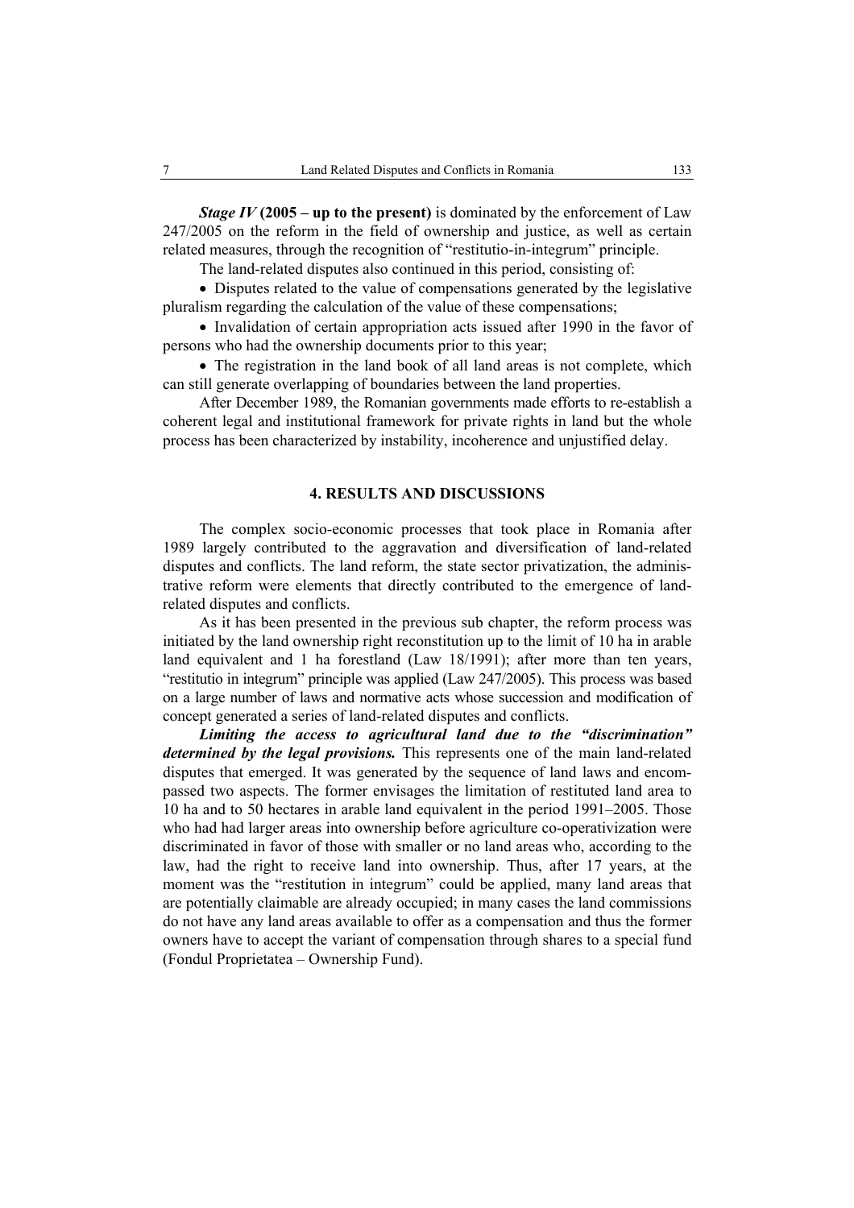***Stage IV* (2005 – up to the present)** is dominated by the enforcement of Law 247/2005 on the reform in the field of ownership and justice, as well as certain related measures, through the recognition of "restitutio-in-integrum" principle.

The land-related disputes also continued in this period, consisting of:

- Disputes related to the value of compensations generated by the legislative pluralism regarding the calculation of the value of these compensations;
- Invalidation of certain appropriation acts issued after 1990 in the favor of persons who had the ownership documents prior to this year;
- The registration in the land book of all land areas is not complete, which can still generate overlapping of boundaries between the land properties.

After December 1989, the Romanian governments made efforts to re-establish a coherent legal and institutional framework for private rights in land but the whole process has been characterized by instability, incoherence and unjustified delay.

## 4. RESULTS AND DISCUSSIONS

The complex socio-economic processes that took place in Romania after 1989 largely contributed to the aggravation and diversification of land-related disputes and conflicts. The land reform, the state sector privatization, the administrative reform were elements that directly contributed to the emergence of land-related disputes and conflicts.

As it has been presented in the previous sub chapter, the reform process was initiated by the land ownership right reconstitution up to the limit of 10 ha in arable land equivalent and 1 ha forestland (Law 18/1991); after more than ten years, "restitutio in integrum" principle was applied (Law 247/2005). This process was based on a large number of laws and normative acts whose succession and modification of concept generated a series of land-related disputes and conflicts.

***Limiting the access to agricultural land due to the "discrimination" determined by the legal provisions.*** This represents one of the main land-related disputes that emerged. It was generated by the sequence of land laws and encompassed two aspects. The former envisages the limitation of restituted land area to 10 ha and to 50 hectares in arable land equivalent in the period 1991–2005. Those who had had larger areas into ownership before agriculture co-operativization were discriminated in favor of those with smaller or no land areas who, according to the law, had the right to receive land into ownership. Thus, after 17 years, at the moment was the "restitution in integrum" could be applied, many land areas that are potentially claimable are already occupied; in many cases the land commissions do not have any land areas available to offer as a compensation and thus the former owners have to accept the variant of compensation through shares to a special fund (Fondul Proprietatea – Ownership Fund).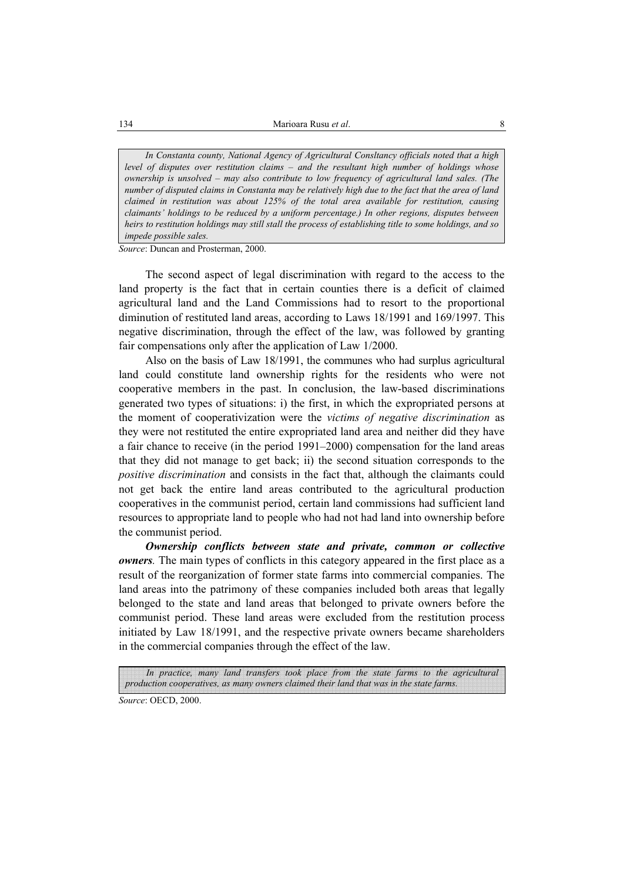*In Constanta county, National Agency of Agricultural Consltancy officials noted that a high level of disputes over restitution claims – and the resultant high number of holdings whose ownership is unsolved – may also contribute to low frequency of agricultural land sales. (The number of disputed claims in Constanta may be relatively high due to the fact that the area of land claimed in restitution was about 125% of the total area available for restitution, causing claimants' holdings to be reduced by a uniform percentage.) In other regions, disputes between heirs to restitution holdings may still stall the process of establishing title to some holdings, and so impede possible sales.*

*Source*: Duncan and Prosterman, 2000.

The second aspect of legal discrimination with regard to the access to the land property is the fact that in certain counties there is a deficit of claimed agricultural land and the Land Commissions had to resort to the proportional diminution of restituted land areas, according to Laws 18/1991 and 169/1997. This negative discrimination, through the effect of the law, was followed by granting fair compensations only after the application of Law 1/2000.

Also on the basis of Law 18/1991, the communes who had surplus agricultural land could constitute land ownership rights for the residents who were not cooperative members in the past. In conclusion, the law-based discriminations generated two types of situations: i) the first, in which the expropriated persons at the moment of cooperativization were the *victims of negative discrimination* as they were not restituted the entire expropriated land area and neither did they have a fair chance to receive (in the period 1991–2000) compensation for the land areas that they did not manage to get back; ii) the second situation corresponds to the *positive discrimination* and consists in the fact that, although the claimants could not get back the entire land areas contributed to the agricultural production cooperatives in the communist period, certain land commissions had sufficient land resources to appropriate land to people who had not had land into ownership before the communist period.

***Ownership conflicts between state and private, common or collective owners.*** The main types of conflicts in this category appeared in the first place as a result of the reorganization of former state farms into commercial companies. The land areas into the patrimony of these companies included both areas that legally belonged to the state and land areas that belonged to private owners before the communist period. These land areas were excluded from the restitution process initiated by Law 18/1991, and the respective private owners became shareholders in the commercial companies through the effect of the law.

*In practice, many land transfers took place from the state farms to the agricultural production cooperatives, as many owners claimed their land that was in the state farms.*

*Source*: OECD, 2000.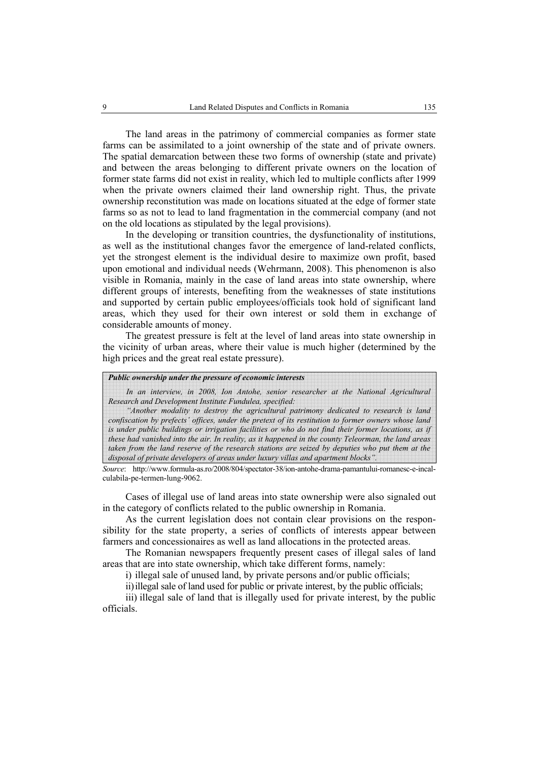The land areas in the patrimony of commercial companies as former state farms can be assimilated to a joint ownership of the state and of private owners. The spatial demarcation between these two forms of ownership (state and private) and between the areas belonging to different private owners on the location of former state farms did not exist in reality, which led to multiple conflicts after 1999 when the private owners claimed their land ownership right. Thus, the private ownership reconstitution was made on locations situated at the edge of former state farms so as not to lead to land fragmentation in the commercial company (and not on the old locations as stipulated by the legal provisions).

In the developing or transition countries, the dysfunctionality of institutions, as well as the institutional changes favor the emergence of land-related conflicts, yet the strongest element is the individual desire to maximize own profit, based upon emotional and individual needs (Wehrmann, 2008). This phenomenon is also visible in Romania, mainly in the case of land areas into state ownership, where different groups of interests, benefiting from the weaknesses of state institutions and supported by certain public employees/officials took hold of significant land areas, which they used for their own interest or sold them in exchange of considerable amounts of money.

The greatest pressure is felt at the level of land areas into state ownership in the vicinity of urban areas, where their value is much higher (determined by the high prices and the great real estate pressure).

> ***Public ownership under the pressure of economic interests***
>
> *In an interview, in 2008, Ion Antohe, senior researcher at the National Agricultural Research and Development Institute Fundulea, specified:*
>
> *"Another modality to destroy the agricultural patrimony dedicated to research is land confiscation by prefects' offices, under the pretext of its restitution to former owners whose land is under public buildings or irrigation facilities or who do not find their former locations, as if these had vanished into the air. In reality, as it happened in the county Teleorman, the land areas taken from the land reserve of the research stations are seized by deputies who put them at the disposal of private developers of areas under luxury villas and apartment blocks".*

*Source*: http://www.formula-as.ro/2008/804/spectator-38/ion-antohe-drama-pamantului-romanesc-e-incalculabila-pe-termen-lung-9062.

Cases of illegal use of land areas into state ownership were also signaled out in the category of conflicts related to the public ownership in Romania.

As the current legislation does not contain clear provisions on the responsibility for the state property, a series of conflicts of interests appear between farmers and concessionaires as well as land allocations in the protected areas.

The Romanian newspapers frequently present cases of illegal sales of land areas that are into state ownership, which take different forms, namely:

i) illegal sale of unused land, by private persons and/or public officials;

ii) illegal sale of land used for public or private interest, by the public officials;

iii) illegal sale of land that is illegally used for private interest, by the public officials.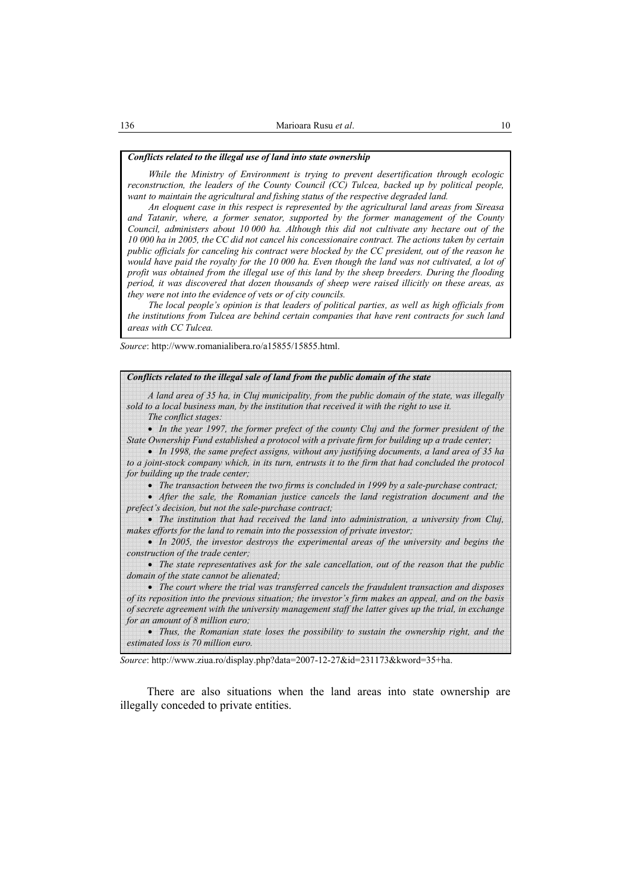**_Conflicts related to the illegal use of land into state ownership_**

*While the Ministry of Environment is trying to prevent desertification through ecologic reconstruction, the leaders of the County Council (CC) Tulcea, backed up by political people, want to maintain the agricultural and fishing status of the respective degraded land.*

*An eloquent case in this respect is represented by the agricultural land areas from Sireasa and Tatanir, where, a former senator, supported by the former management of the County Council, administers about 10 000 ha. Although this did not cultivate any hectare out of the 10 000 ha in 2005, the CC did not cancel his concessionaire contract. The actions taken by certain public officials for canceling his contract were blocked by the CC president, out of the reason he would have paid the royalty for the 10 000 ha. Even though the land was not cultivated, a lot of profit was obtained from the illegal use of this land by the sheep breeders. During the flooding period, it was discovered that dozen thousands of sheep were raised illicitly on these areas, as they were not into the evidence of vets or of city councils.*

*The local people's opinion is that leaders of political parties, as well as high officials from the institutions from Tulcea are behind certain companies that have rent contracts for such land areas with CC Tulcea.*

*Source*: http://www.romanialibera.ro/a15855/15855.html.

**_Conflicts related to the illegal sale of land from the public domain of the state_**

*A land area of 35 ha, in Cluj municipality, from the public domain of the state, was illegally sold to a local business man, by the institution that received it with the right to use it.*

*The conflict stages:*

- *In the year 1997, the former prefect of the county Cluj and the former president of the State Ownership Fund established a protocol with a private firm for building up a trade center;*
- *In 1998, the same prefect assigns, without any justifying documents, a land area of 35 ha to a joint-stock company which, in its turn, entrusts it to the firm that had concluded the protocol for building up the trade center;*
- *The transaction between the two firms is concluded in 1999 by a sale-purchase contract;*
- *After the sale, the Romanian justice cancels the land registration document and the prefect's decision, but not the sale-purchase contract;*
- *The institution that had received the land into administration, a university from Cluj, makes efforts for the land to remain into the possession of private investor;*
- *In 2005, the investor destroys the experimental areas of the university and begins the construction of the trade center;*
- *The state representatives ask for the sale cancellation, out of the reason that the public domain of the state cannot be alienated;*
- *The court where the trial was transferred cancels the fraudulent transaction and disposes of its reposition into the previous situation; the investor's firm makes an appeal, and on the basis of secrete agreement with the university management staff the latter gives up the trial, in exchange for an amount of 8 million euro;*
- *Thus, the Romanian state loses the possibility to sustain the ownership right, and the estimated loss is 70 million euro.*

*Source*: http://www.ziua.ro/display.php?data=2007-12-27&id=231173&kword=35+ha.

There are also situations when the land areas into state ownership are illegally conceded to private entities.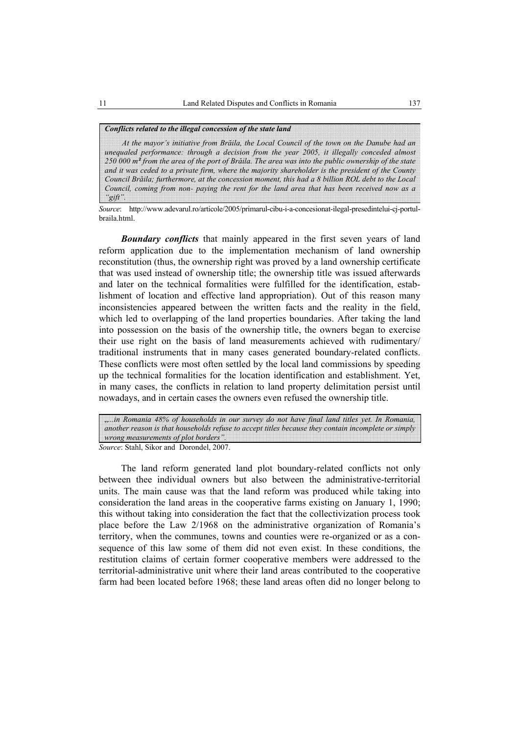***Conflicts related to the illegal concession of the state land***

*At the mayor's initiative from Brăila, the Local Council of the town on the Danube had an unequaled performance: through a decision from the year 2005, it illegally conceded almost 250 000 m² from the area of the port of Brăila. The area was into the public ownership of the state and it was ceded to a private firm, where the majority shareholder is the president of the County Council Brăila; furthermore, at the concession moment, this had a 8 billion ROL debt to the Local Council, coming from non- paying the rent for the land area that has been received now as a "gift".*

*Source*: http://www.adevarul.ro/articole/2005/primarul-cibu-i-a-concesionat-ilegal-presedintelui-cj-portul-braila.html.

***Boundary conflicts*** that mainly appeared in the first seven years of land reform application due to the implementation mechanism of land ownership reconstitution (thus, the ownership right was proved by a land ownership certificate that was used instead of ownership title; the ownership title was issued afterwards and later on the technical formalities were fulfilled for the identification, establishment of location and effective land appropriation). Out of this reason many inconsistencies appeared between the written facts and the reality in the field, which led to overlapping of the land properties boundaries. After taking the land into possession on the basis of the ownership title, the owners began to exercise their use right on the basis of land measurements achieved with rudimentary/ traditional instruments that in many cases generated boundary-related conflicts. These conflicts were most often settled by the local land commissions by speeding up the technical formalities for the location identification and establishment. Yet, in many cases, the conflicts in relation to land property delimitation persist until nowadays, and in certain cases the owners even refused the ownership title.

*„...in Romania 48% of households in our survey do not have final land titles yet. In Romania, another reason is that households refuse to accept titles because they contain incomplete or simply wrong measurements of plot borders".*

*Source*: Stahl, Sikor and Dorondel, 2007.

The land reform generated land plot boundary-related conflicts not only between thee individual owners but also between the administrative-territorial units. The main cause was that the land reform was produced while taking into consideration the land areas in the cooperative farms existing on January 1, 1990; this without taking into consideration the fact that the collectivization process took place before the Law 2/1968 on the administrative organization of Romania's territory, when the communes, towns and counties were re-organized or as a consequence of this law some of them did not even exist. In these conditions, the restitution claims of certain former cooperative members were addressed to the territorial-administrative unit where their land areas contributed to the cooperative farm had been located before 1968; these land areas often did no longer belong to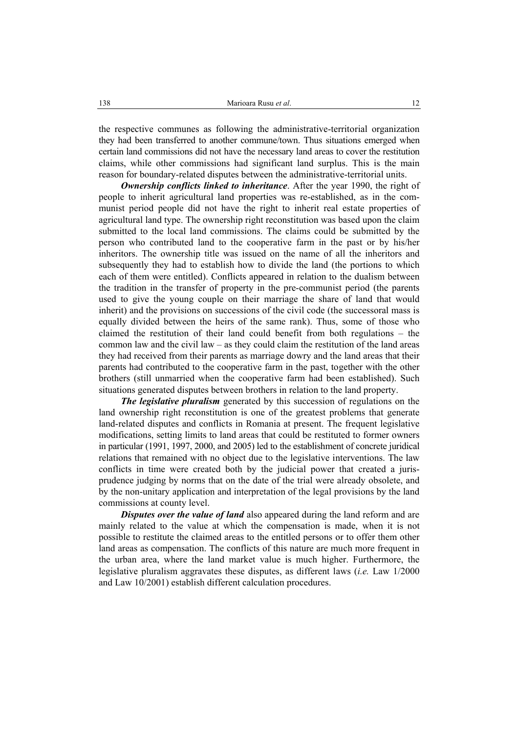the respective communes as following the administrative-territorial organization they had been transferred to another commune/town. Thus situations emerged when certain land commissions did not have the necessary land areas to cover the restitution claims, while other commissions had significant land surplus. This is the main reason for boundary-related disputes between the administrative-territorial units.

***Ownership conflicts linked to inheritance***. After the year 1990, the right of people to inherit agricultural land properties was re-established, as in the communist period people did not have the right to inherit real estate properties of agricultural land type. The ownership right reconstitution was based upon the claim submitted to the local land commissions. The claims could be submitted by the person who contributed land to the cooperative farm in the past or by his/her inheritors. The ownership title was issued on the name of all the inheritors and subsequently they had to establish how to divide the land (the portions to which each of them were entitled). Conflicts appeared in relation to the dualism between the tradition in the transfer of property in the pre-communist period (the parents used to give the young couple on their marriage the share of land that would inherit) and the provisions on successions of the civil code (the successoral mass is equally divided between the heirs of the same rank). Thus, some of those who claimed the restitution of their land could benefit from both regulations – the common law and the civil law – as they could claim the restitution of the land areas they had received from their parents as marriage dowry and the land areas that their parents had contributed to the cooperative farm in the past, together with the other brothers (still unmarried when the cooperative farm had been established). Such situations generated disputes between brothers in relation to the land property.

***The legislative pluralism*** generated by this succession of regulations on the land ownership right reconstitution is one of the greatest problems that generate land-related disputes and conflicts in Romania at present. The frequent legislative modifications, setting limits to land areas that could be restituted to former owners in particular (1991, 1997, 2000, and 2005) led to the establishment of concrete juridical relations that remained with no object due to the legislative interventions. The law conflicts in time were created both by the judicial power that created a jurisprudence judging by norms that on the date of the trial were already obsolete, and by the non-unitary application and interpretation of the legal provisions by the land commissions at county level.

***Disputes over the value of land*** also appeared during the land reform and are mainly related to the value at which the compensation is made, when it is not possible to restitute the claimed areas to the entitled persons or to offer them other land areas as compensation. The conflicts of this nature are much more frequent in the urban area, where the land market value is much higher. Furthermore, the legislative pluralism aggravates these disputes, as different laws (*i.e.* Law 1/2000 and Law 10/2001) establish different calculation procedures.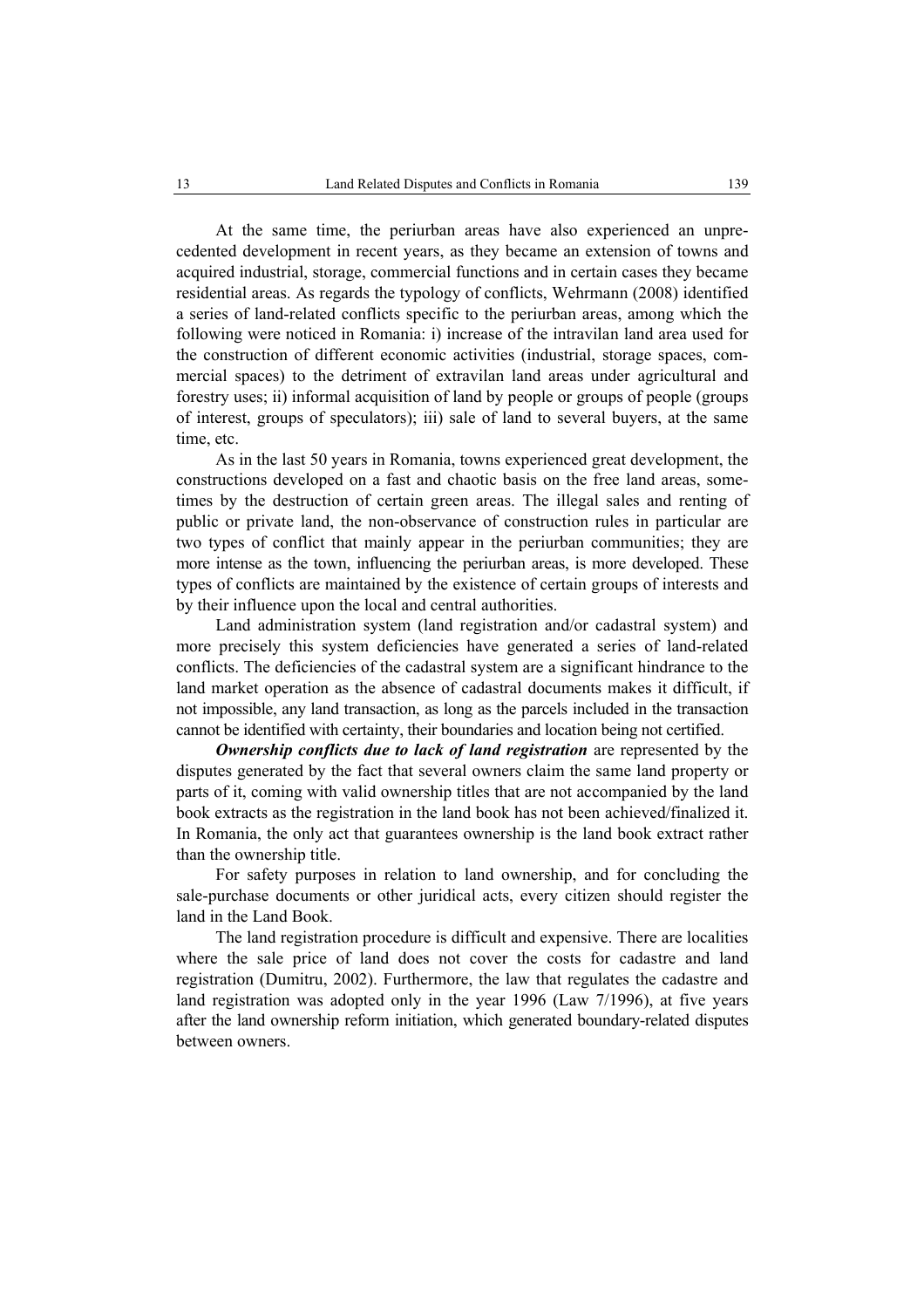At the same time, the periurban areas have also experienced an unprecedented development in recent years, as they became an extension of towns and acquired industrial, storage, commercial functions and in certain cases they became residential areas. As regards the typology of conflicts, Wehrmann (2008) identified a series of land-related conflicts specific to the periurban areas, among which the following were noticed in Romania: i) increase of the intravilan land area used for the construction of different economic activities (industrial, storage spaces, commercial spaces) to the detriment of extravilan land areas under agricultural and forestry uses; ii) informal acquisition of land by people or groups of people (groups of interest, groups of speculators); iii) sale of land to several buyers, at the same time, etc.

As in the last 50 years in Romania, towns experienced great development, the constructions developed on a fast and chaotic basis on the free land areas, sometimes by the destruction of certain green areas. The illegal sales and renting of public or private land, the non-observance of construction rules in particular are two types of conflict that mainly appear in the periurban communities; they are more intense as the town, influencing the periurban areas, is more developed. These types of conflicts are maintained by the existence of certain groups of interests and by their influence upon the local and central authorities.

Land administration system (land registration and/or cadastral system) and more precisely this system deficiencies have generated a series of land-related conflicts. The deficiencies of the cadastral system are a significant hindrance to the land market operation as the absence of cadastral documents makes it difficult, if not impossible, any land transaction, as long as the parcels included in the transaction cannot be identified with certainty, their boundaries and location being not certified.

***Ownership conflicts due to lack of land registration*** are represented by the disputes generated by the fact that several owners claim the same land property or parts of it, coming with valid ownership titles that are not accompanied by the land book extracts as the registration in the land book has not been achieved/finalized it. In Romania, the only act that guarantees ownership is the land book extract rather than the ownership title.

For safety purposes in relation to land ownership, and for concluding the sale-purchase documents or other juridical acts, every citizen should register the land in the Land Book.

The land registration procedure is difficult and expensive. There are localities where the sale price of land does not cover the costs for cadastre and land registration (Dumitru, 2002). Furthermore, the law that regulates the cadastre and land registration was adopted only in the year 1996 (Law 7/1996), at five years after the land ownership reform initiation, which generated boundary-related disputes between owners.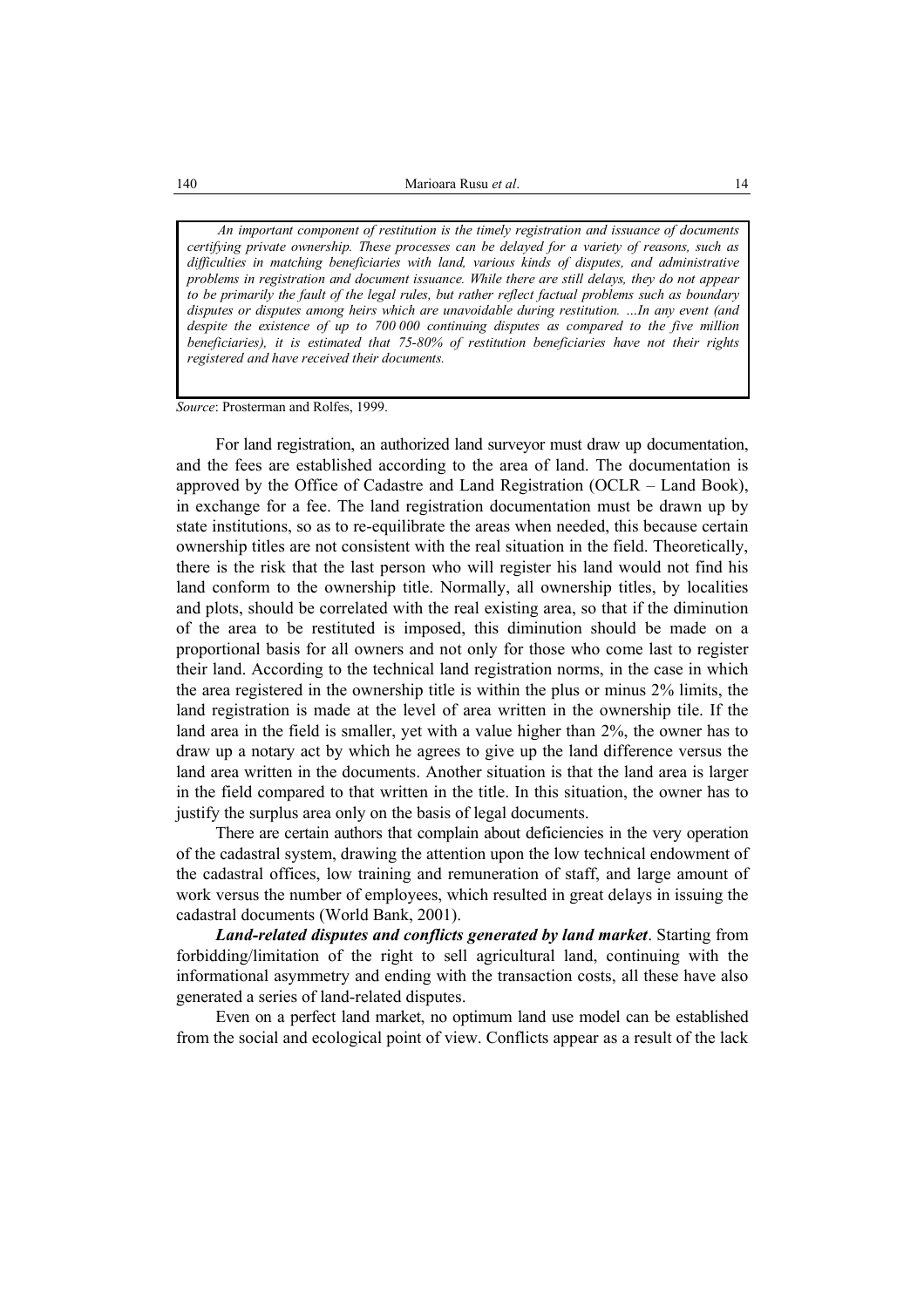> *An important component of restitution is the timely registration and issuance of documents certifying private ownership. These processes can be delayed for a variety of reasons, such as difficulties in matching beneficiaries with land, various kinds of disputes, and administrative problems in registration and document issuance. While there are still delays, they do not appear to be primarily the fault of the legal rules, but rather reflect factual problems such as boundary disputes or disputes among heirs which are unavoidable during restitution. …In any event (and despite the existence of up to 700 000 continuing disputes as compared to the five million beneficiaries), it is estimated that 75-80% of restitution beneficiaries have not their rights registered and have received their documents.*

*Source*: Prosterman and Rolfes, 1999.

For land registration, an authorized land surveyor must draw up documentation, and the fees are established according to the area of land. The documentation is approved by the Office of Cadastre and Land Registration (OCLR – Land Book), in exchange for a fee. The land registration documentation must be drawn up by state institutions, so as to re-equilibrate the areas when needed, this because certain ownership titles are not consistent with the real situation in the field. Theoretically, there is the risk that the last person who will register his land would not find his land conform to the ownership title. Normally, all ownership titles, by localities and plots, should be correlated with the real existing area, so that if the diminution of the area to be restituted is imposed, this diminution should be made on a proportional basis for all owners and not only for those who come last to register their land. According to the technical land registration norms, in the case in which the area registered in the ownership title is within the plus or minus 2% limits, the land registration is made at the level of area written in the ownership tile. If the land area in the field is smaller, yet with a value higher than 2%, the owner has to draw up a notary act by which he agrees to give up the land difference versus the land area written in the documents. Another situation is that the land area is larger in the field compared to that written in the title. In this situation, the owner has to justify the surplus area only on the basis of legal documents.

There are certain authors that complain about deficiencies in the very operation of the cadastral system, drawing the attention upon the low technical endowment of the cadastral offices, low training and remuneration of staff, and large amount of work versus the number of employees, which resulted in great delays in issuing the cadastral documents (World Bank, 2001).

***Land-related disputes and conflicts generated by land market***. Starting from forbidding/limitation of the right to sell agricultural land, continuing with the informational asymmetry and ending with the transaction costs, all these have also generated a series of land-related disputes.

Even on a perfect land market, no optimum land use model can be established from the social and ecological point of view. Conflicts appear as a result of the lack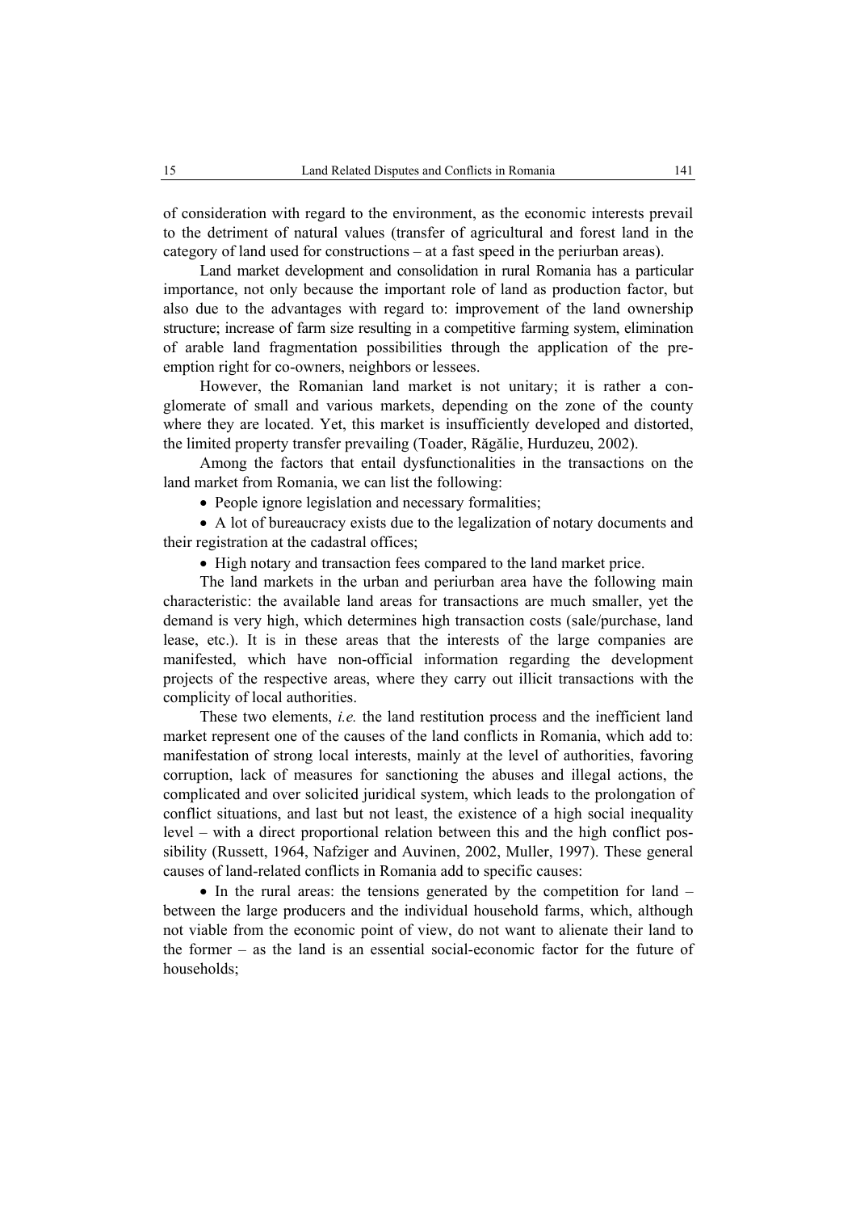of consideration with regard to the environment, as the economic interests prevail to the detriment of natural values (transfer of agricultural and forest land in the category of land used for constructions – at a fast speed in the periurban areas).

Land market development and consolidation in rural Romania has a particular importance, not only because the important role of land as production factor, but also due to the advantages with regard to: improvement of the land ownership structure; increase of farm size resulting in a competitive farming system, elimination of arable land fragmentation possibilities through the application of the pre-emption right for co-owners, neighbors or lessees.

However, the Romanian land market is not unitary; it is rather a conglomerate of small and various markets, depending on the zone of the county where they are located. Yet, this market is insufficiently developed and distorted, the limited property transfer prevailing (Toader, Răgălie, Hurduzeu, 2002).

Among the factors that entail dysfunctionalities in the transactions on the land market from Romania, we can list the following:

- People ignore legislation and necessary formalities;
- A lot of bureaucracy exists due to the legalization of notary documents and their registration at the cadastral offices;
- High notary and transaction fees compared to the land market price.

The land markets in the urban and periurban area have the following main characteristic: the available land areas for transactions are much smaller, yet the demand is very high, which determines high transaction costs (sale/purchase, land lease, etc.). It is in these areas that the interests of the large companies are manifested, which have non-official information regarding the development projects of the respective areas, where they carry out illicit transactions with the complicity of local authorities.

These two elements, *i.e.* the land restitution process and the inefficient land market represent one of the causes of the land conflicts in Romania, which add to: manifestation of strong local interests, mainly at the level of authorities, favoring corruption, lack of measures for sanctioning the abuses and illegal actions, the complicated and over solicited juridical system, which leads to the prolongation of conflict situations, and last but not least, the existence of a high social inequality level – with a direct proportional relation between this and the high conflict possibility (Russett, 1964, Nafziger and Auvinen, 2002, Muller, 1997). These general causes of land-related conflicts in Romania add to specific causes:

- In the rural areas: the tensions generated by the competition for land – between the large producers and the individual household farms, which, although not viable from the economic point of view, do not want to alienate their land to the former – as the land is an essential social-economic factor for the future of households;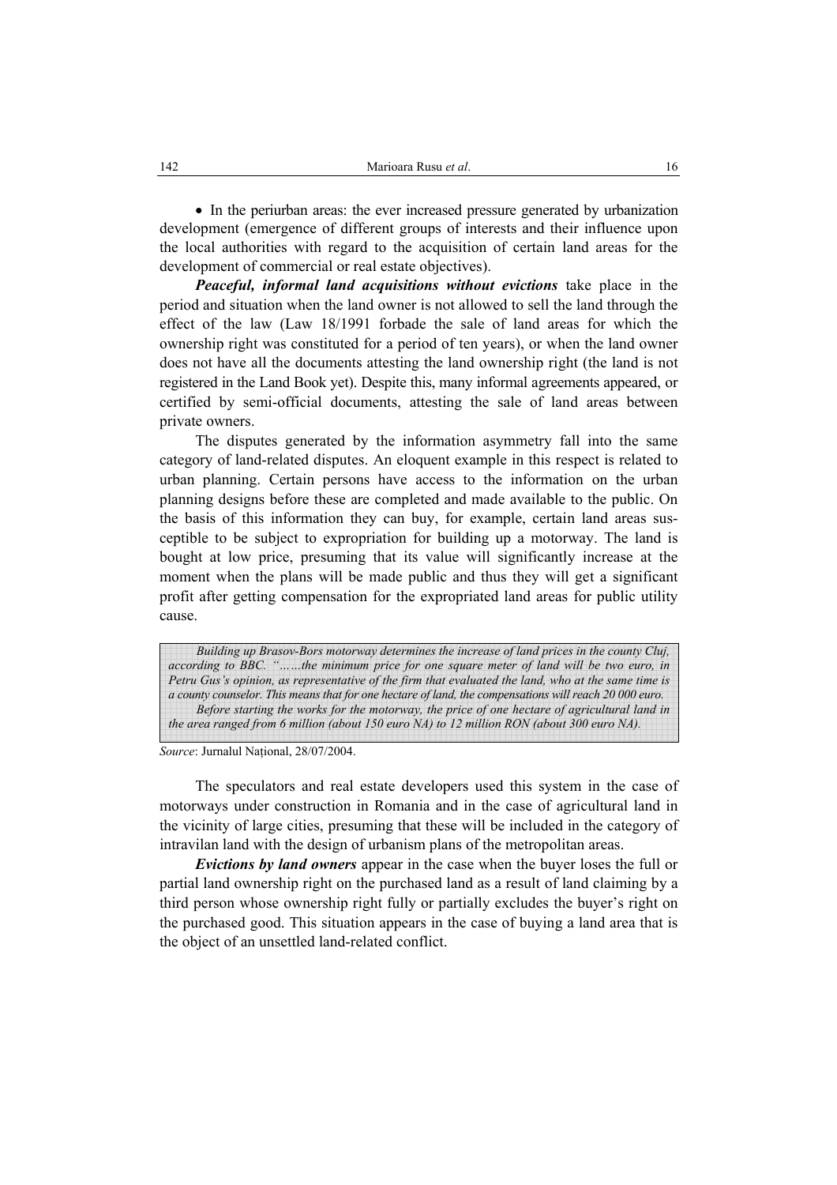• In the periurban areas: the ever increased pressure generated by urbanization development (emergence of different groups of interests and their influence upon the local authorities with regard to the acquisition of certain land areas for the development of commercial or real estate objectives).

***Peaceful, informal land acquisitions without evictions*** take place in the period and situation when the land owner is not allowed to sell the land through the effect of the law (Law 18/1991 forbade the sale of land areas for which the ownership right was constituted for a period of ten years), or when the land owner does not have all the documents attesting the land ownership right (the land is not registered in the Land Book yet). Despite this, many informal agreements appeared, or certified by semi-official documents, attesting the sale of land areas between private owners.

The disputes generated by the information asymmetry fall into the same category of land-related disputes. An eloquent example in this respect is related to urban planning. Certain persons have access to the information on the urban planning designs before these are completed and made available to the public. On the basis of this information they can buy, for example, certain land areas susceptible to be subject to expropriation for building up a motorway. The land is bought at low price, presuming that its value will significantly increase at the moment when the plans will be made public and thus they will get a significant profit after getting compensation for the expropriated land areas for public utility cause.

> *Building up Brasov-Bors motorway determines the increase of land prices in the county Cluj, according to BBC. "……the minimum price for one square meter of land will be two euro, in Petru Gus's opinion, as representative of the firm that evaluated the land, who at the same time is a county counselor. This means that for one hectare of land, the compensations will reach 20 000 euro.*
>
> *Before starting the works for the motorway, the price of one hectare of agricultural land in the area ranged from 6 million (about 150 euro NA) to 12 million RON (about 300 euro NA).*

*Source*: Jurnalul Național, 28/07/2004.

The speculators and real estate developers used this system in the case of motorways under construction in Romania and in the case of agricultural land in the vicinity of large cities, presuming that these will be included in the category of intravilan land with the design of urbanism plans of the metropolitan areas.

***Evictions by land owners*** appear in the case when the buyer loses the full or partial land ownership right on the purchased land as a result of land claiming by a third person whose ownership right fully or partially excludes the buyer's right on the purchased good. This situation appears in the case of buying a land area that is the object of an unsettled land-related conflict.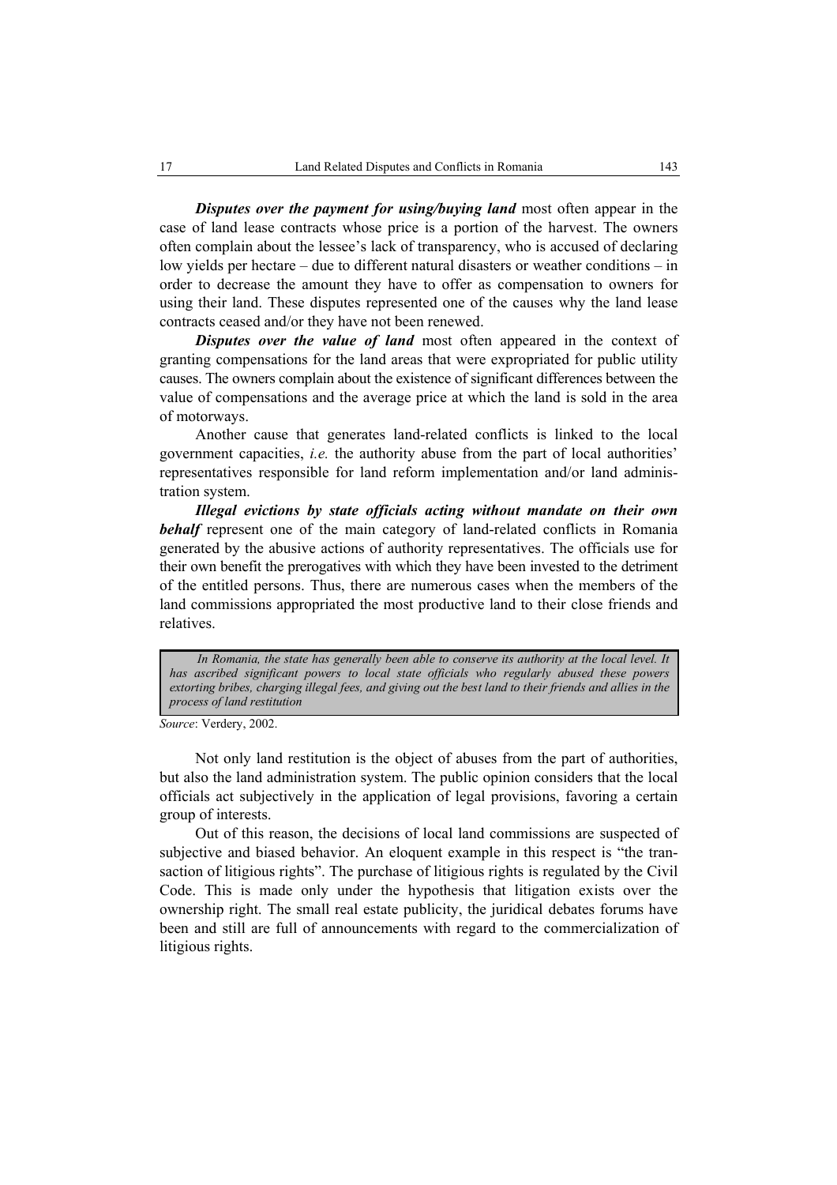***Disputes over the payment for using/buying land*** most often appear in the case of land lease contracts whose price is a portion of the harvest. The owners often complain about the lessee's lack of transparency, who is accused of declaring low yields per hectare – due to different natural disasters or weather conditions – in order to decrease the amount they have to offer as compensation to owners for using their land. These disputes represented one of the causes why the land lease contracts ceased and/or they have not been renewed.

***Disputes over the value of land*** most often appeared in the context of granting compensations for the land areas that were expropriated for public utility causes. The owners complain about the existence of significant differences between the value of compensations and the average price at which the land is sold in the area of motorways.

Another cause that generates land-related conflicts is linked to the local government capacities, *i.e.* the authority abuse from the part of local authorities' representatives responsible for land reform implementation and/or land administration system.

***Illegal evictions by state officials acting without mandate on their own behalf*** represent one of the main category of land-related conflicts in Romania generated by the abusive actions of authority representatives. The officials use for their own benefit the prerogatives with which they have been invested to the detriment of the entitled persons. Thus, there are numerous cases when the members of the land commissions appropriated the most productive land to their close friends and relatives.

> *In Romania, the state has generally been able to conserve its authority at the local level. It has ascribed significant powers to local state officials who regularly abused these powers extorting bribes, charging illegal fees, and giving out the best land to their friends and allies in the process of land restitution*

*Source*: Verdery, 2002.

Not only land restitution is the object of abuses from the part of authorities, but also the land administration system. The public opinion considers that the local officials act subjectively in the application of legal provisions, favoring a certain group of interests.

Out of this reason, the decisions of local land commissions are suspected of subjective and biased behavior. An eloquent example in this respect is "the transaction of litigious rights". The purchase of litigious rights is regulated by the Civil Code. This is made only under the hypothesis that litigation exists over the ownership right. The small real estate publicity, the juridical debates forums have been and still are full of announcements with regard to the commercialization of litigious rights.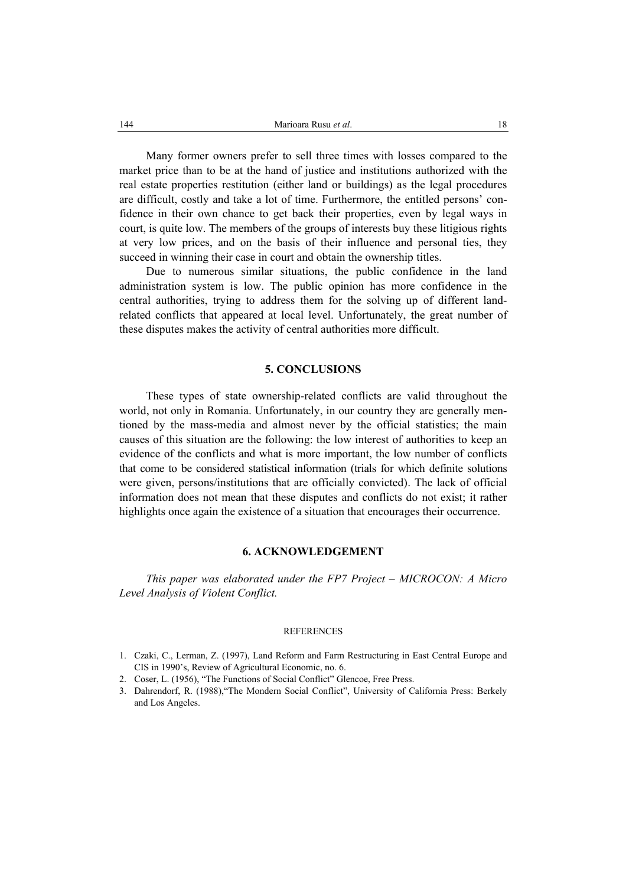Many former owners prefer to sell three times with losses compared to the market price than to be at the hand of justice and institutions authorized with the real estate properties restitution (either land or buildings) as the legal procedures are difficult, costly and take a lot of time. Furthermore, the entitled persons' confidence in their own chance to get back their properties, even by legal ways in court, is quite low. The members of the groups of interests buy these litigious rights at very low prices, and on the basis of their influence and personal ties, they succeed in winning their case in court and obtain the ownership titles.

Due to numerous similar situations, the public confidence in the land administration system is low. The public opinion has more confidence in the central authorities, trying to address them for the solving up of different land-related conflicts that appeared at local level. Unfortunately, the great number of these disputes makes the activity of central authorities more difficult.

## 5. CONCLUSIONS

These types of state ownership-related conflicts are valid throughout the world, not only in Romania. Unfortunately, in our country they are generally mentioned by the mass-media and almost never by the official statistics; the main causes of this situation are the following: the low interest of authorities to keep an evidence of the conflicts and what is more important, the low number of conflicts that come to be considered statistical information (trials for which definite solutions were given, persons/institutions that are officially convicted). The lack of official information does not mean that these disputes and conflicts do not exist; it rather highlights once again the existence of a situation that encourages their occurrence.

## 6. ACKNOWLEDGEMENT

*This paper was elaborated under the FP7 Project – MICROCON: A Micro Level Analysis of Violent Conflict.*

### REFERENCES

1. Czaki, C., Lerman, Z. (1997), Land Reform and Farm Restructuring in East Central Europe and CIS in 1990's, Review of Agricultural Economic, no. 6.
2. Coser, L. (1956), "The Functions of Social Conflict" Glencoe, Free Press.
3. Dahrendorf, R. (1988),"The Mondern Social Conflict", University of California Press: Berkely and Los Angeles.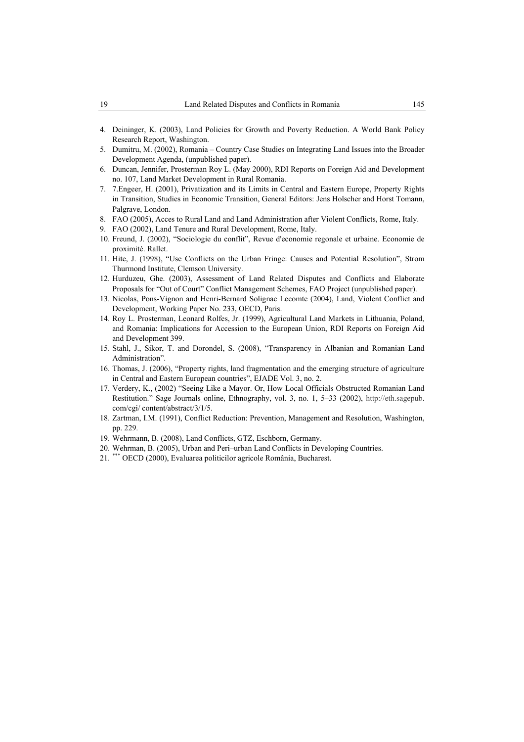4. Deininger, K. (2003), Land Policies for Growth and Poverty Reduction. A World Bank Policy Research Report, Washington.
5. Dumitru, M. (2002), Romania – Country Case Studies on Integrating Land Issues into the Broader Development Agenda, (unpublished paper).
6. Duncan, Jennifer, Prosterman Roy L. (May 2000), RDI Reports on Foreign Aid and Development no. 107, Land Market Development in Rural Romania.
7. 7.Engeer, H. (2001), Privatization and its Limits in Central and Eastern Europe, Property Rights in Transition, Studies in Economic Transition, General Editors: Jens Holscher and Horst Tomann, Palgrave, London.
8. FAO (2005), Acces to Rural Land and Land Administration after Violent Conflicts, Rome, Italy.
9. FAO (2002), Land Tenure and Rural Development, Rome, Italy.
10. Freund, J. (2002), "Sociologie du conflit", Revue d'economie regonale et urbaine. Economie de proximité. Rallet.
11. Hite, J. (1998), "Use Conflicts on the Urban Fringe: Causes and Potential Resolution", Strom Thurmond Institute, Clemson University.
12. Hurduzeu, Ghe. (2003), Assessment of Land Related Disputes and Conflicts and Elaborate Proposals for "Out of Court" Conflict Management Schemes, FAO Project (unpublished paper).
13. Nicolas, Pons-Vignon and Henri-Bernard Solignac Lecomte (2004), Land, Violent Conflict and Development, Working Paper No. 233, OECD, Paris.
14. Roy L. Prosterman, Leonard Rolfes, Jr. (1999), Agricultural Land Markets in Lithuania, Poland, and Romania: Implications for Accession to the European Union, RDI Reports on Foreign Aid and Development 399.
15. Stahl, J., Sikor, T. and Dorondel, S. (2008), "Transparency in Albanian and Romanian Land Administration".
16. Thomas, J. (2006), "Property rights, land fragmentation and the emerging structure of agriculture in Central and Eastern European countries", EJADE Vol. 3, no. 2.
17. Verdery, K., (2002) "Seeing Like a Mayor. Or, How Local Officials Obstructed Romanian Land Restitution." Sage Journals online, Ethnography, vol. 3, no. 1, 5–33 (2002), http://eth.sagepub.com/cgi/ content/abstract/3/1/5.
18. Zartman, I.M. (1991), Conflict Reduction: Prevention, Management and Resolution, Washington, pp. 229.
19. Wehrmann, B. (2008), Land Conflicts, GTZ, Eschborn, Germany.
20. Wehrman, B. (2005), Urban and Peri–urban Land Conflicts in Developing Countries.
21. *** OECD (2000), Evaluarea politicilor agricole România, Bucharest.